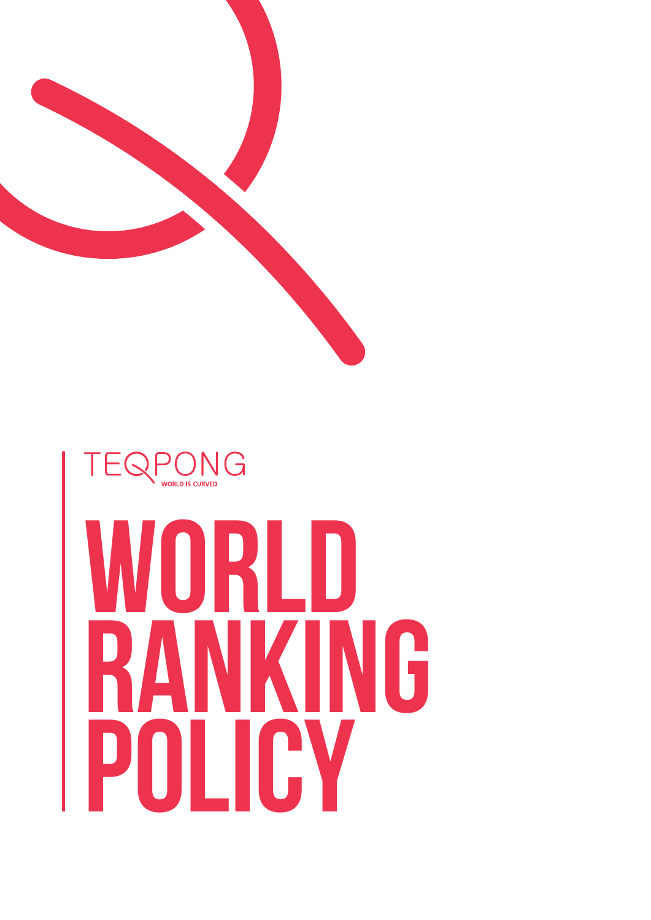TEQPONG

WORLD IS CURVED

# WORLD RANKING POLICY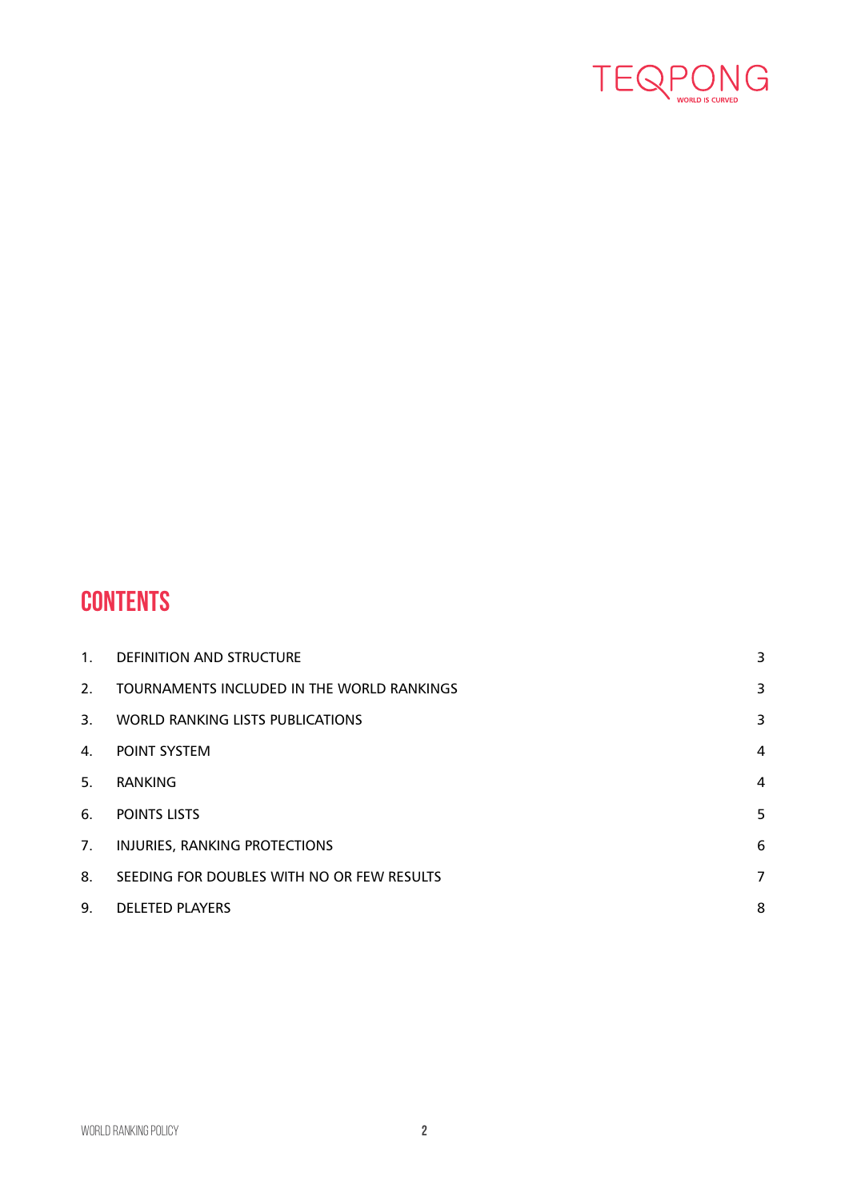# CONTENTS

| | | |
|---|---|---|
| 1. | DEFINITION AND STRUCTURE | 3 |
| 2. | TOURNAMENTS INCLUDED IN THE WORLD RANKINGS | 3 |
| 3. | WORLD RANKING LISTS PUBLICATIONS | 3 |
| 4. | POINT SYSTEM | 4 |
| 5. | RANKING | 4 |
| 6. | POINTS LISTS | 5 |
| 7. | INJURIES, RANKING PROTECTIONS | 6 |
| 8. | SEEDING FOR DOUBLES WITH NO OR FEW RESULTS | 7 |
| 9. | DELETED PLAYERS | 8 |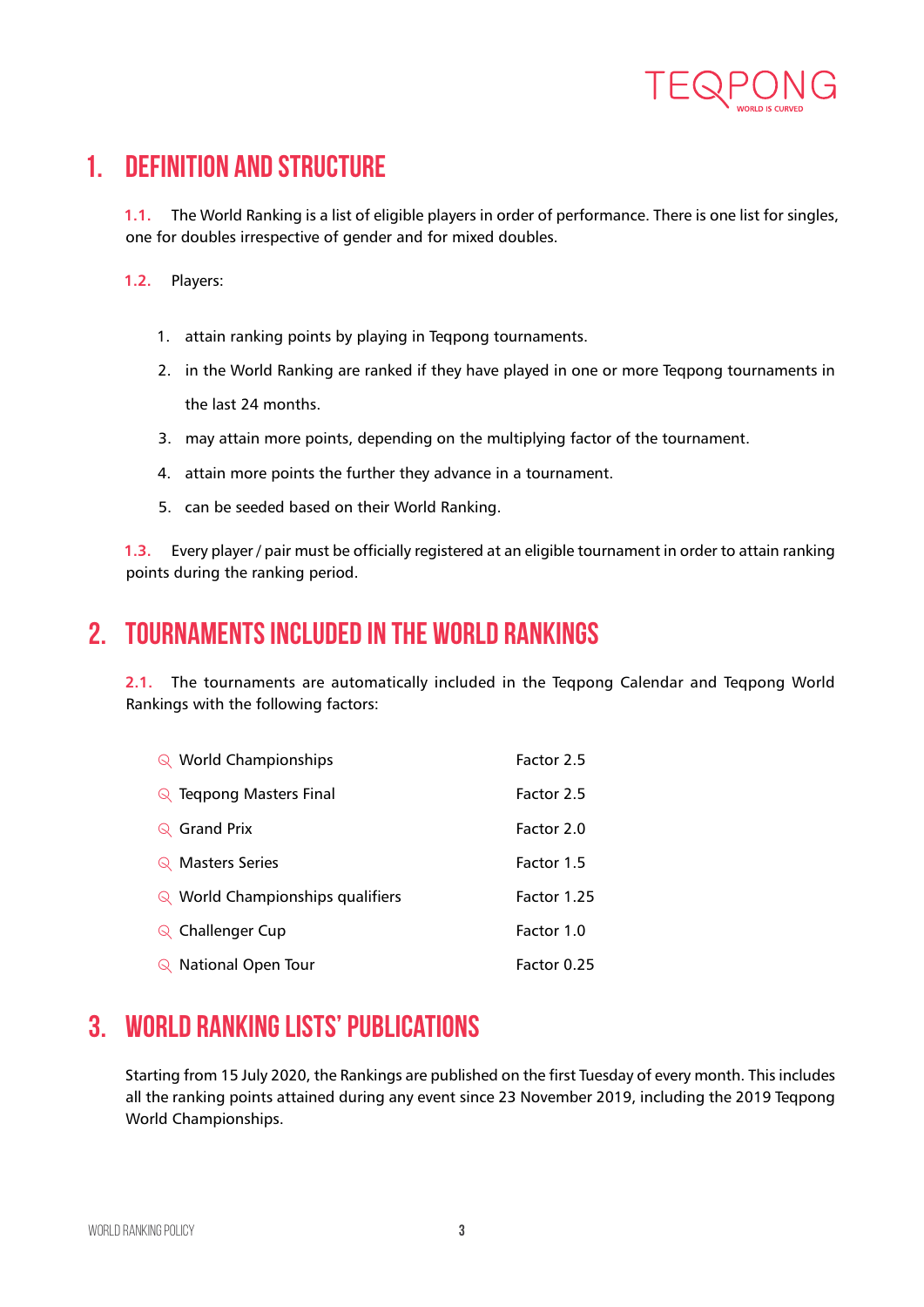# 1. DEFINITION AND STRUCTURE

**1.1.** The World Ranking is a list of eligible players in order of performance. There is one list for singles, one for doubles irrespective of gender and for mixed doubles.

**1.2.** Players:

1. attain ranking points by playing in Teqpong tournaments.
2. in the World Ranking are ranked if they have played in one or more Teqpong tournaments in the last 24 months.
3. may attain more points, depending on the multiplying factor of the tournament.
4. attain more points the further they advance in a tournament.
5. can be seeded based on their World Ranking.

**1.3.** Every player / pair must be officially registered at an eligible tournament in order to attain ranking points during the ranking period.

# 2. TOURNAMENTS INCLUDED IN THE WORLD RANKINGS

**2.1.** The tournaments are automatically included in the Teqpong Calendar and Teqpong World Rankings with the following factors:

| Tournament | Factor |
|---|---|
| World Championships | Factor 2.5 |
| Teqpong Masters Final | Factor 2.5 |
| Grand Prix | Factor 2.0 |
| Masters Series | Factor 1.5 |
| World Championships qualifiers | Factor 1.25 |
| Challenger Cup | Factor 1.0 |
| National Open Tour | Factor 0.25 |

# 3. WORLD RANKING LISTS' PUBLICATIONS

Starting from 15 July 2020, the Rankings are published on the first Tuesday of every month. This includes all the ranking points attained during any event since 23 November 2019, including the 2019 Teqpong World Championships.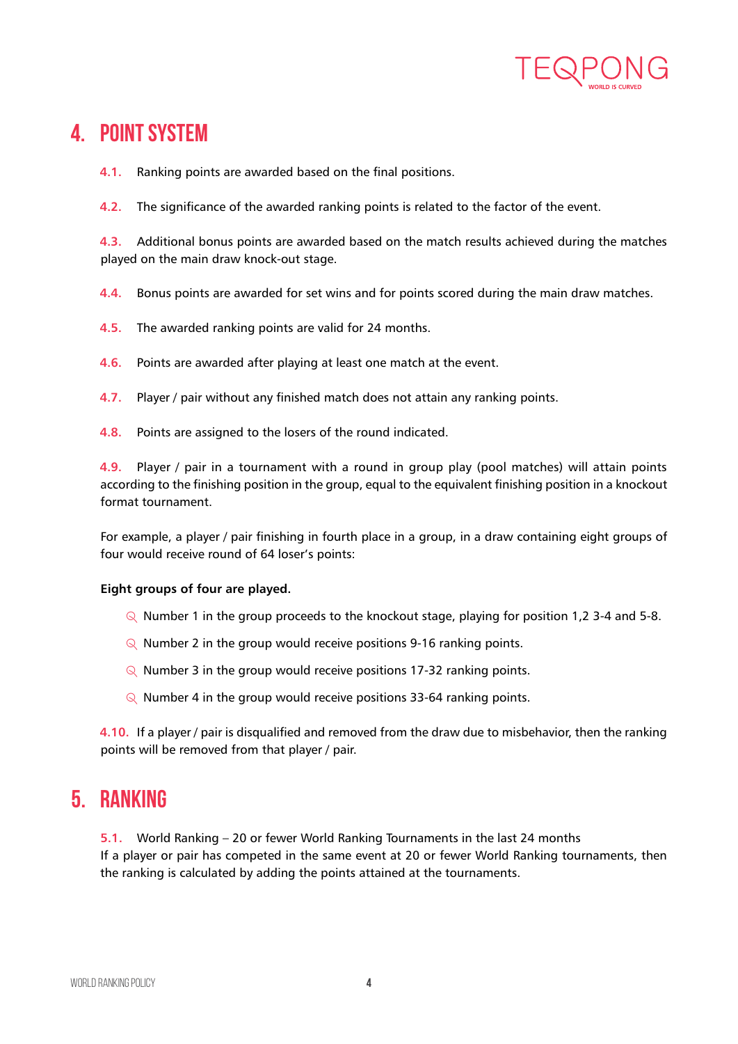# 4. POINT SYSTEM

4.1. Ranking points are awarded based on the final positions.

4.2. The significance of the awarded ranking points is related to the factor of the event.

4.3. Additional bonus points are awarded based on the match results achieved during the matches played on the main draw knock-out stage.

4.4. Bonus points are awarded for set wins and for points scored during the main draw matches.

4.5. The awarded ranking points are valid for 24 months.

4.6. Points are awarded after playing at least one match at the event.

4.7. Player / pair without any finished match does not attain any ranking points.

4.8. Points are assigned to the losers of the round indicated.

4.9. Player / pair in a tournament with a round in group play (pool matches) will attain points according to the finishing position in the group, equal to the equivalent finishing position in a knockout format tournament.

For example, a player / pair finishing in fourth place in a group, in a draw containing eight groups of four would receive round of 64 loser's points:

**Eight groups of four are played.**

- Number 1 in the group proceeds to the knockout stage, playing for position 1,2 3-4 and 5-8.
- Number 2 in the group would receive positions 9-16 ranking points.
- Number 3 in the group would receive positions 17-32 ranking points.
- Number 4 in the group would receive positions 33-64 ranking points.

4.10. If a player / pair is disqualified and removed from the draw due to misbehavior, then the ranking points will be removed from that player / pair.

# 5. RANKING

5.1. World Ranking – 20 or fewer World Ranking Tournaments in the last 24 months
If a player or pair has competed in the same event at 20 or fewer World Ranking tournaments, then the ranking is calculated by adding the points attained at the tournaments.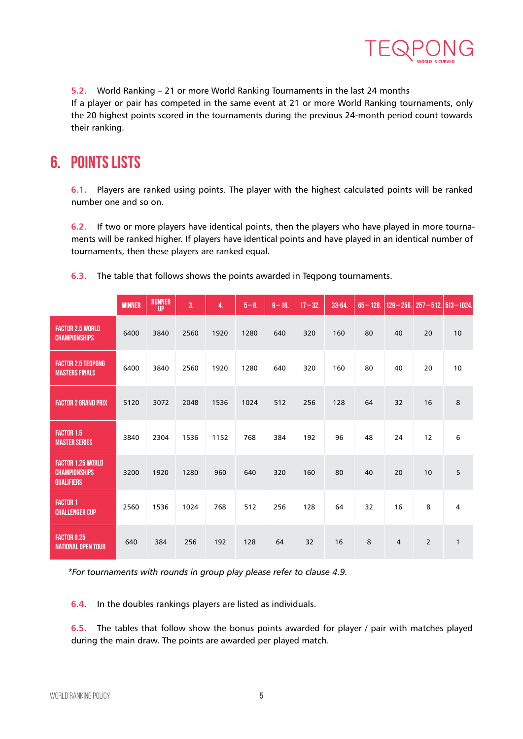5.2. World Ranking – 21 or more World Ranking Tournaments in the last 24 months
If a player or pair has competed in the same event at 21 or more World Ranking tournaments, only the 20 highest points scored in the tournaments during the previous 24-month period count towards their ranking.

# 6. POINTS LISTS

6.1. Players are ranked using points. The player with the highest calculated points will be ranked number one and so on.

6.2. If two or more players have identical points, then the players who have played in more tournaments will be ranked higher. If players have identical points and have played in an identical number of tournaments, then these players are ranked equal.

6.3. The table that follows shows the points awarded in Teqpong tournaments.

| | WINNER | RUNNER UP | 3. | 4. | 5 – 8. | 9 – 16. | 17 – 32. | 33-64. | 65 – 128. | 129 – 256. | 257 – 512. | 513 – 1024. |
|---|---|---|---|---|---|---|---|---|---|---|---|---|
| FACTOR 2.5 WORLD CHAMPIONSHIPS | 6400 | 3840 | 2560 | 1920 | 1280 | 640 | 320 | 160 | 80 | 40 | 20 | 10 |
| FACTOR 2.5 TEQPONG MASTERS FINALS | 6400 | 3840 | 2560 | 1920 | 1280 | 640 | 320 | 160 | 80 | 40 | 20 | 10 |
| FACTOR 2 GRAND PRIX | 5120 | 3072 | 2048 | 1536 | 1024 | 512 | 256 | 128 | 64 | 32 | 16 | 8 |
| FACTOR 1.5 MASTER SERIES | 3840 | 2304 | 1536 | 1152 | 768 | 384 | 192 | 96 | 48 | 24 | 12 | 6 |
| FACTOR 1.25 WORLD CHAMPIONSHIPS QUALIFIERS | 3200 | 1920 | 1280 | 960 | 640 | 320 | 160 | 80 | 40 | 20 | 10 | 5 |
| FACTOR 1 CHALLENGER CUP | 2560 | 1536 | 1024 | 768 | 512 | 256 | 128 | 64 | 32 | 16 | 8 | 4 |
| FACTOR 0.25 NATIONAL OPEN TOUR | 640 | 384 | 256 | 192 | 128 | 64 | 32 | 16 | 8 | 4 | 2 | 1 |

*For tournaments with rounds in group play please refer to clause 4.9.*

6.4. In the doubles rankings players are listed as individuals.

6.5. The tables that follow show the bonus points awarded for player / pair with matches played during the main draw. The points are awarded per played match.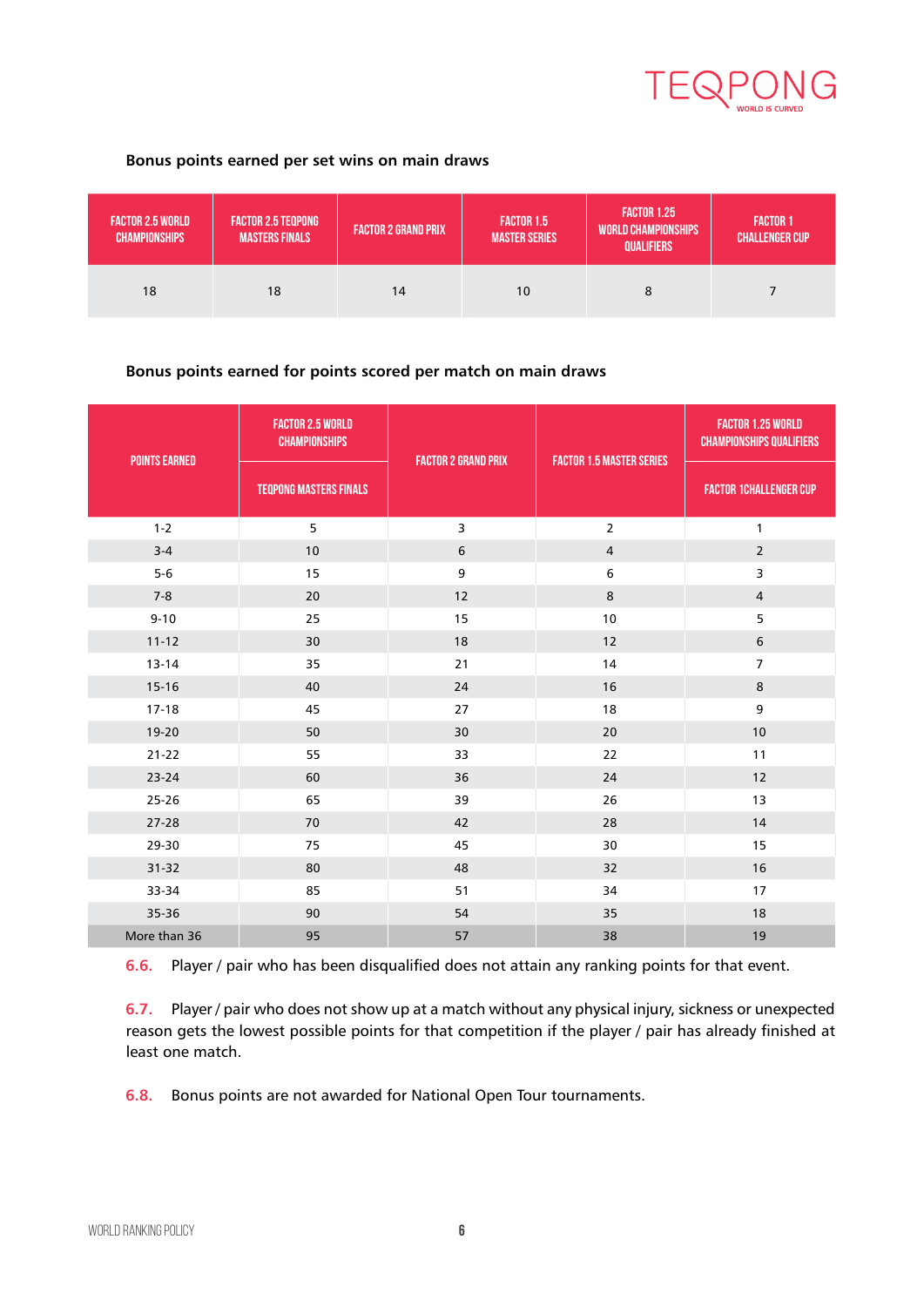**Bonus points earned per set wins on main draws**

| FACTOR 2.5 WORLD CHAMPIONSHIPS | FACTOR 2.5 TEQPONG MASTERS FINALS | FACTOR 2 GRAND PRIX | FACTOR 1.5 MASTER SERIES | FACTOR 1.25 WORLD CHAMPIONSHIPS QUALIFIERS | FACTOR 1 CHALLENGER CUP |
|---|---|---|---|---|---|
| 18 | 18 | 14 | 10 | 8 | 7 |

**Bonus points earned for points scored per match on main draws**

| POINTS EARNED | FACTOR 2.5 WORLD CHAMPIONSHIPS | FACTOR 2 GRAND PRIX | FACTOR 1.5 MASTER SERIES | FACTOR 1.25 WORLD CHAMPIONSHIPS QUALIFIERS |
|---|---|---|---|---|
| | TEQPONG MASTERS FINALS | | | FACTOR 1CHALLENGER CUP |
| 1-2 | 5 | 3 | 2 | 1 |
| 3-4 | 10 | 6 | 4 | 2 |
| 5-6 | 15 | 9 | 6 | 3 |
| 7-8 | 20 | 12 | 8 | 4 |
| 9-10 | 25 | 15 | 10 | 5 |
| 11-12 | 30 | 18 | 12 | 6 |
| 13-14 | 35 | 21 | 14 | 7 |
| 15-16 | 40 | 24 | 16 | 8 |
| 17-18 | 45 | 27 | 18 | 9 |
| 19-20 | 50 | 30 | 20 | 10 |
| 21-22 | 55 | 33 | 22 | 11 |
| 23-24 | 60 | 36 | 24 | 12 |
| 25-26 | 65 | 39 | 26 | 13 |
| 27-28 | 70 | 42 | 28 | 14 |
| 29-30 | 75 | 45 | 30 | 15 |
| 31-32 | 80 | 48 | 32 | 16 |
| 33-34 | 85 | 51 | 34 | 17 |
| 35-36 | 90 | 54 | 35 | 18 |
| More than 36 | 95 | 57 | 38 | 19 |

6.6. Player / pair who has been disqualified does not attain any ranking points for that event.

6.7. Player / pair who does not show up at a match without any physical injury, sickness or unexpected reason gets the lowest possible points for that competition if the player / pair has already finished at least one match.

6.8. Bonus points are not awarded for National Open Tour tournaments.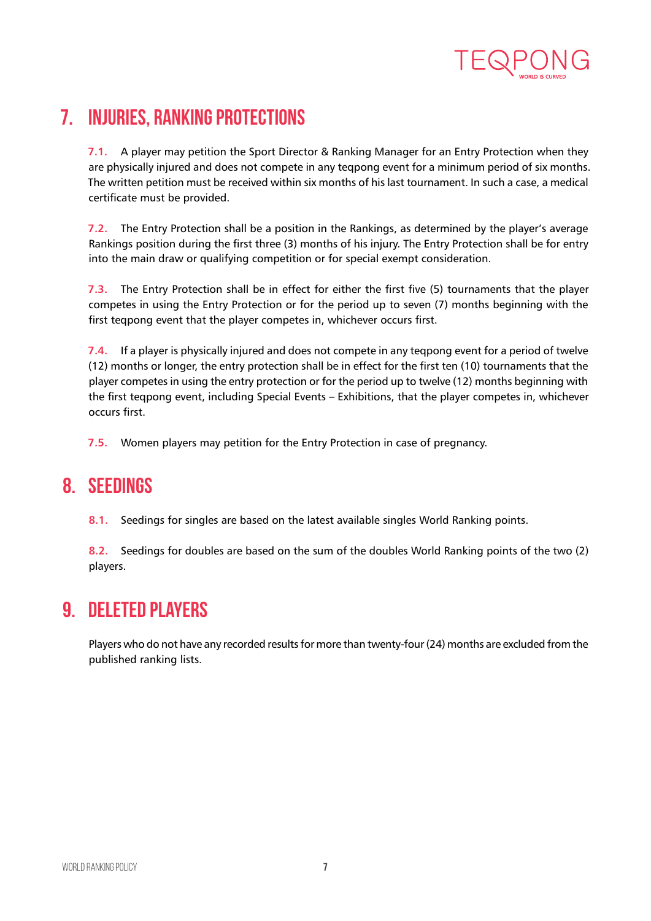# 7. INJURIES, RANKING PROTECTIONS

**7.1.** A player may petition the Sport Director & Ranking Manager for an Entry Protection when they are physically injured and does not compete in any teqpong event for a minimum period of six months. The written petition must be received within six months of his last tournament. In such a case, a medical certificate must be provided.

**7.2.** The Entry Protection shall be a position in the Rankings, as determined by the player's average Rankings position during the first three (3) months of his injury. The Entry Protection shall be for entry into the main draw or qualifying competition or for special exempt consideration.

**7.3.** The Entry Protection shall be in effect for either the first five (5) tournaments that the player competes in using the Entry Protection or for the period up to seven (7) months beginning with the first teqpong event that the player competes in, whichever occurs first.

**7.4.** If a player is physically injured and does not compete in any teqpong event for a period of twelve (12) months or longer, the entry protection shall be in effect for the first ten (10) tournaments that the player competes in using the entry protection or for the period up to twelve (12) months beginning with the first teqpong event, including Special Events – Exhibitions, that the player competes in, whichever occurs first.

**7.5.** Women players may petition for the Entry Protection in case of pregnancy.

# 8. SEEDINGS

**8.1.** Seedings for singles are based on the latest available singles World Ranking points.

**8.2.** Seedings for doubles are based on the sum of the doubles World Ranking points of the two (2) players.

# 9. DELETED PLAYERS

Players who do not have any recorded results for more than twenty-four (24) months are excluded from the published ranking lists.